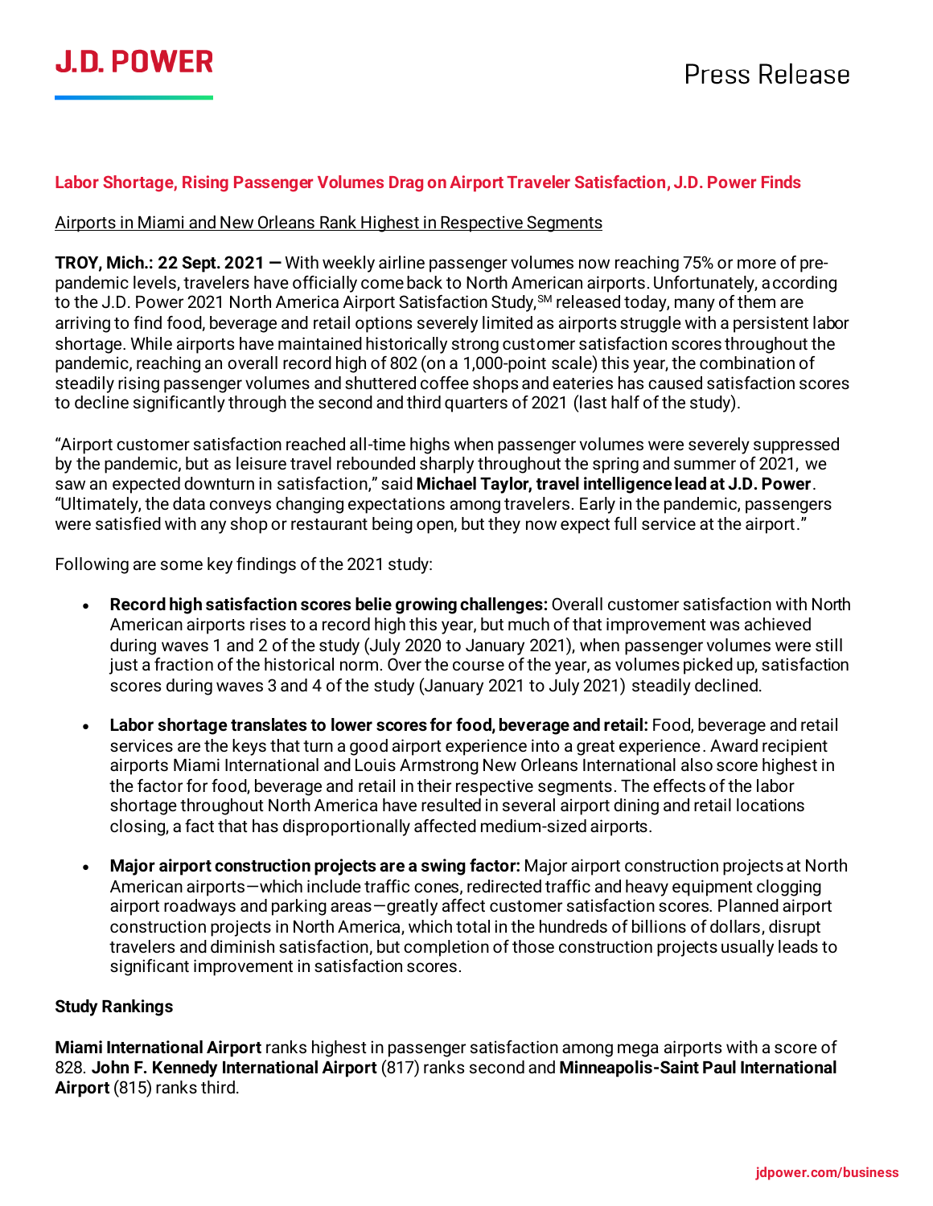**J.D. POWER**

Press Release

## Labor Shortage, Rising Passenger Volumes Drag on Airport Traveler Satisfaction, J.D. Power Finds

Airports in Miami and New Orleans Rank Highest in Respective Segments

**TROY, Mich.: 22 Sept. 2021 —** With weekly airline passenger volumes now reaching 75% or more of pre-pandemic levels, travelers have officially come back to North American airports. Unfortunately, according to the J.D. Power 2021 North America Airport Satisfaction Study,SM released today, many of them are arriving to find food, beverage and retail options severely limited as airports struggle with a persistent labor shortage. While airports have maintained historically strong customer satisfaction scores throughout the pandemic, reaching an overall record high of 802 (on a 1,000-point scale) this year, the combination of steadily rising passenger volumes and shuttered coffee shops and eateries has caused satisfaction scores to decline significantly through the second and third quarters of 2021 (last half of the study).

"Airport customer satisfaction reached all-time highs when passenger volumes were severely suppressed by the pandemic, but as leisure travel rebounded sharply throughout the spring and summer of 2021, we saw an expected downturn in satisfaction," said **Michael Taylor, travel intelligence lead at J.D. Power**. "Ultimately, the data conveys changing expectations among travelers. Early in the pandemic, passengers were satisfied with any shop or restaurant being open, but they now expect full service at the airport."

Following are some key findings of the 2021 study:

- **Record high satisfaction scores belie growing challenges:** Overall customer satisfaction with North American airports rises to a record high this year, but much of that improvement was achieved during waves 1 and 2 of the study (July 2020 to January 2021), when passenger volumes were still just a fraction of the historical norm. Over the course of the year, as volumes picked up, satisfaction scores during waves 3 and 4 of the study (January 2021 to July 2021) steadily declined.
- **Labor shortage translates to lower scores for food, beverage and retail:** Food, beverage and retail services are the keys that turn a good airport experience into a great experience. Award recipient airports Miami International and Louis Armstrong New Orleans International also score highest in the factor for food, beverage and retail in their respective segments. The effects of the labor shortage throughout North America have resulted in several airport dining and retail locations closing, a fact that has disproportionally affected medium-sized airports.
- **Major airport construction projects are a swing factor:** Major airport construction projects at North American airports—which include traffic cones, redirected traffic and heavy equipment clogging airport roadways and parking areas—greatly affect customer satisfaction scores. Planned airport construction projects in North America, which total in the hundreds of billions of dollars, disrupt travelers and diminish satisfaction, but completion of those construction projects usually leads to significant improvement in satisfaction scores.

**Study Rankings**

**Miami International Airport** ranks highest in passenger satisfaction among mega airports with a score of 828. **John F. Kennedy International Airport** (817) ranks second and **Minneapolis-Saint Paul International Airport** (815) ranks third.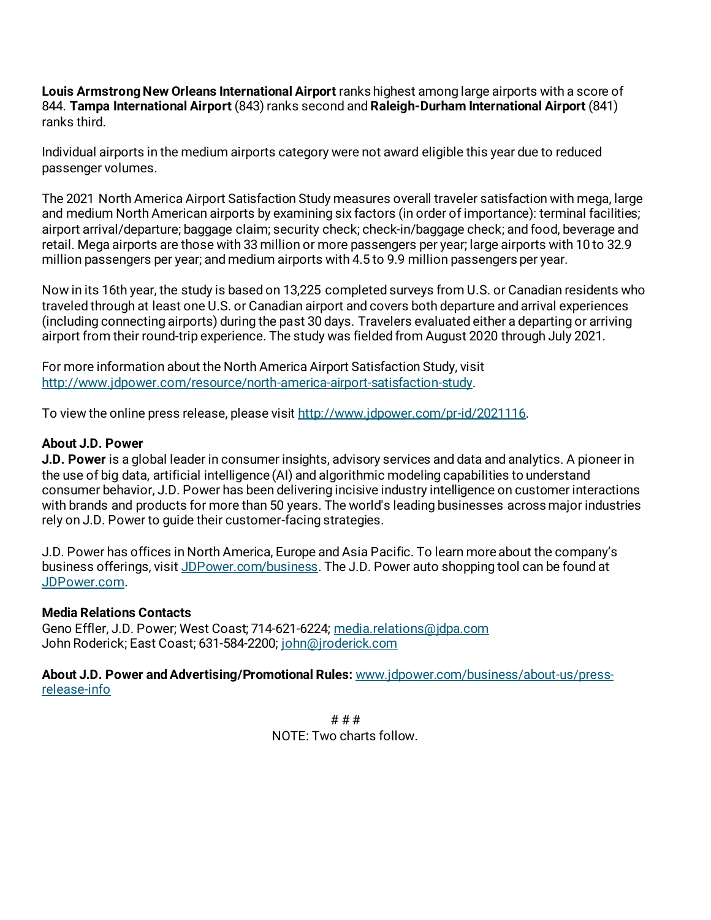**Louis Armstrong New Orleans International Airport** ranks highest among large airports with a score of 844. **Tampa International Airport** (843) ranks second and **Raleigh-Durham International Airport** (841) ranks third.

Individual airports in the medium airports category were not award eligible this year due to reduced passenger volumes.

The 2021 North America Airport Satisfaction Study measures overall traveler satisfaction with mega, large and medium North American airports by examining six factors (in order of importance): terminal facilities; airport arrival/departure; baggage claim; security check; check-in/baggage check; and food, beverage and retail. Mega airports are those with 33 million or more passengers per year; large airports with 10 to 32.9 million passengers per year; and medium airports with 4.5 to 9.9 million passengers per year.

Now in its 16th year, the study is based on 13,225 completed surveys from U.S. or Canadian residents who traveled through at least one U.S. or Canadian airport and covers both departure and arrival experiences (including connecting airports) during the past 30 days. Travelers evaluated either a departing or arriving airport from their round-trip experience. The study was fielded from August 2020 through July 2021.

For more information about the North America Airport Satisfaction Study, visit [http://www.jdpower.com/resource/north-america-airport-satisfaction-study](http://www.jdpower.com/resource/north-america-airport-satisfaction-study).

To view the online press release, please visit [http://www.jdpower.com/pr-id/2021116](http://www.jdpower.com/pr-id/2021116).

**About J.D. Power**
**J.D. Power** is a global leader in consumer insights, advisory services and data and analytics. A pioneer in the use of big data, artificial intelligence (AI) and algorithmic modeling capabilities to understand consumer behavior, J.D. Power has been delivering incisive industry intelligence on customer interactions with brands and products for more than 50 years. The world's leading businesses across major industries rely on J.D. Power to guide their customer-facing strategies.

J.D. Power has offices in North America, Europe and Asia Pacific. To learn more about the company's business offerings, visit [JDPower.com/business](JDPower.com/business). The J.D. Power auto shopping tool can be found at [JDPower.com](JDPower.com).

**Media Relations Contacts**
Geno Effler, J.D. Power; West Coast; 714-621-6224; [media.relations@jdpa.com](mailto:media.relations@jdpa.com)
John Roderick; East Coast; 631-584-2200; [john@jroderick.com](mailto:john@jroderick.com)

**About J.D. Power and Advertising/Promotional Rules:** [www.jdpower.com/business/about-us/press-release-info](www.jdpower.com/business/about-us/press-release-info)

# # #

NOTE: Two charts follow.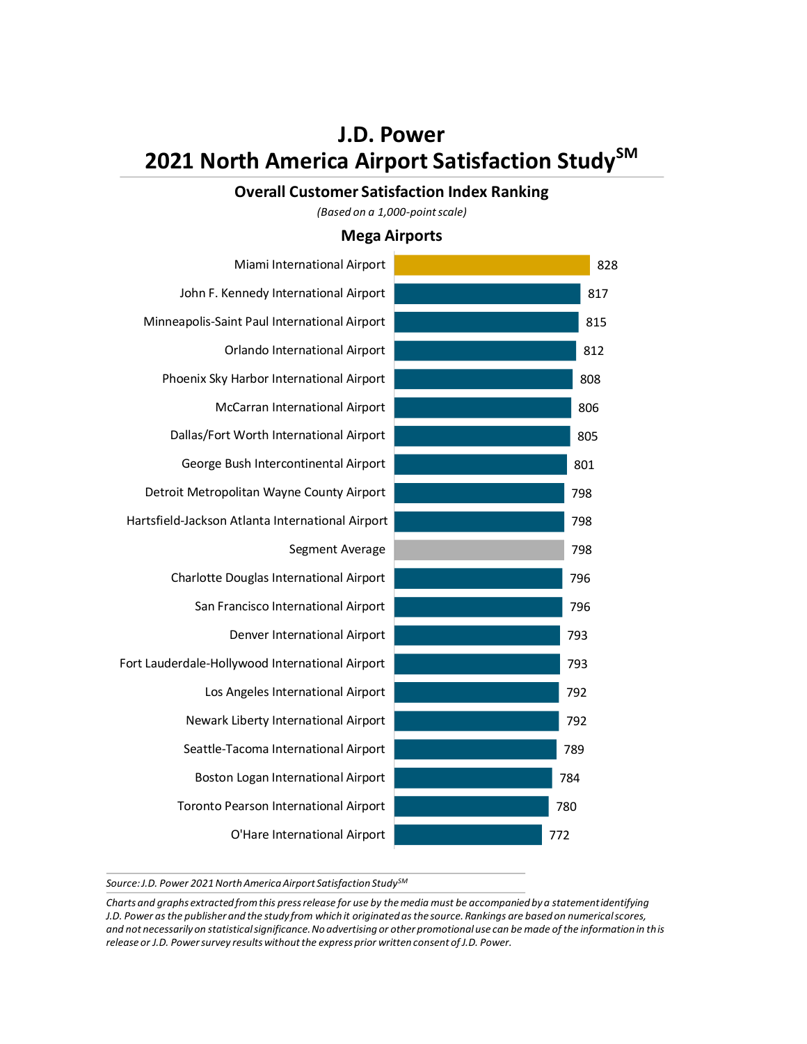# J.D. Power
# 2021 North America Airport Satisfaction Study[SM]

## Overall Customer Satisfaction Index Ranking

*(Based on a 1,000-point scale)*

### Mega Airports

| Airport | Score |
|---|---|
| Miami International Airport | 828 |
| John F. Kennedy International Airport | 817 |
| Minneapolis-Saint Paul International Airport | 815 |
| Orlando International Airport | 812 |
| Phoenix Sky Harbor International Airport | 808 |
| McCarran International Airport | 806 |
| Dallas/Fort Worth International Airport | 805 |
| George Bush Intercontinental Airport | 801 |
| Detroit Metropolitan Wayne County Airport | 798 |
| Hartsfield-Jackson Atlanta International Airport | 798 |
| Segment Average | 798 |
| Charlotte Douglas International Airport | 796 |
| San Francisco International Airport | 796 |
| Denver International Airport | 793 |
| Fort Lauderdale-Hollywood International Airport | 793 |
| Los Angeles International Airport | 792 |
| Newark Liberty International Airport | 792 |
| Seattle-Tacoma International Airport | 789 |
| Boston Logan International Airport | 784 |
| Toronto Pearson International Airport | 780 |
| O'Hare International Airport | 772 |

*Source: J.D. Power 2021 North America Airport Satisfaction Study[SM]*

*Charts and graphs extracted from this press release for use by the media must be accompanied by a statement identifying J.D. Power as the publisher and the study from which it originated as the source. Rankings are based on numerical scores, and not necessarily on statistical significance. No advertising or other promotional use can be made of the information in this release or J.D. Power survey results without the express prior written consent of J.D. Power.*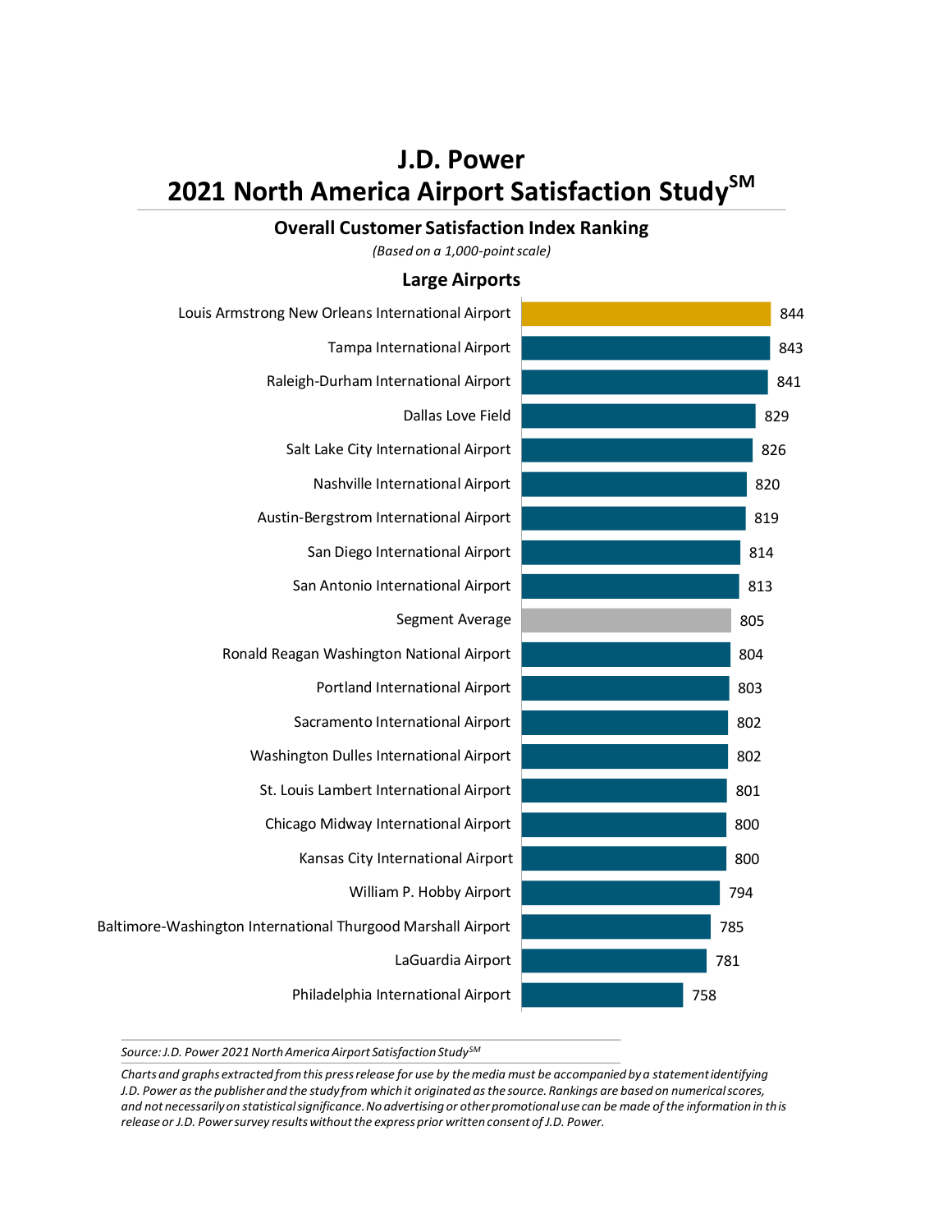# J.D. Power
# 2021 North America Airport Satisfaction Study℠

## Overall Customer Satisfaction Index Ranking

*(Based on a 1,000-point scale)*

### Large Airports

Louis Armstrong New Orleans International Airport 844
Tampa International Airport 843
Raleigh-Durham International Airport 841
Dallas Love Field 829
Salt Lake City International Airport 826
Nashville International Airport 820
Austin-Bergstrom International Airport 819
San Diego International Airport 814
San Antonio International Airport 813
Segment Average 805
Ronald Reagan Washington National Airport 804
Portland International Airport 803
Sacramento International Airport 802
Washington Dulles International Airport 802
St. Louis Lambert International Airport 801
Chicago Midway International Airport 800
Kansas City International Airport 800
William P. Hobby Airport 794
Baltimore-Washington International Thurgood Marshall Airport 785
LaGuardia Airport 781
Philadelphia International Airport 758

*Source: J.D. Power 2021 North America Airport Satisfaction Study℠*

*Charts and graphs extracted from this press release for use by the media must be accompanied by a statement identifying J.D. Power as the publisher and the study from which it originated as the source. Rankings are based on numerical scores, and not necessarily on statistical significance. No advertising or other promotional use can be made of the information in this release or J.D. Power survey results without the express prior written consent of J.D. Power.*